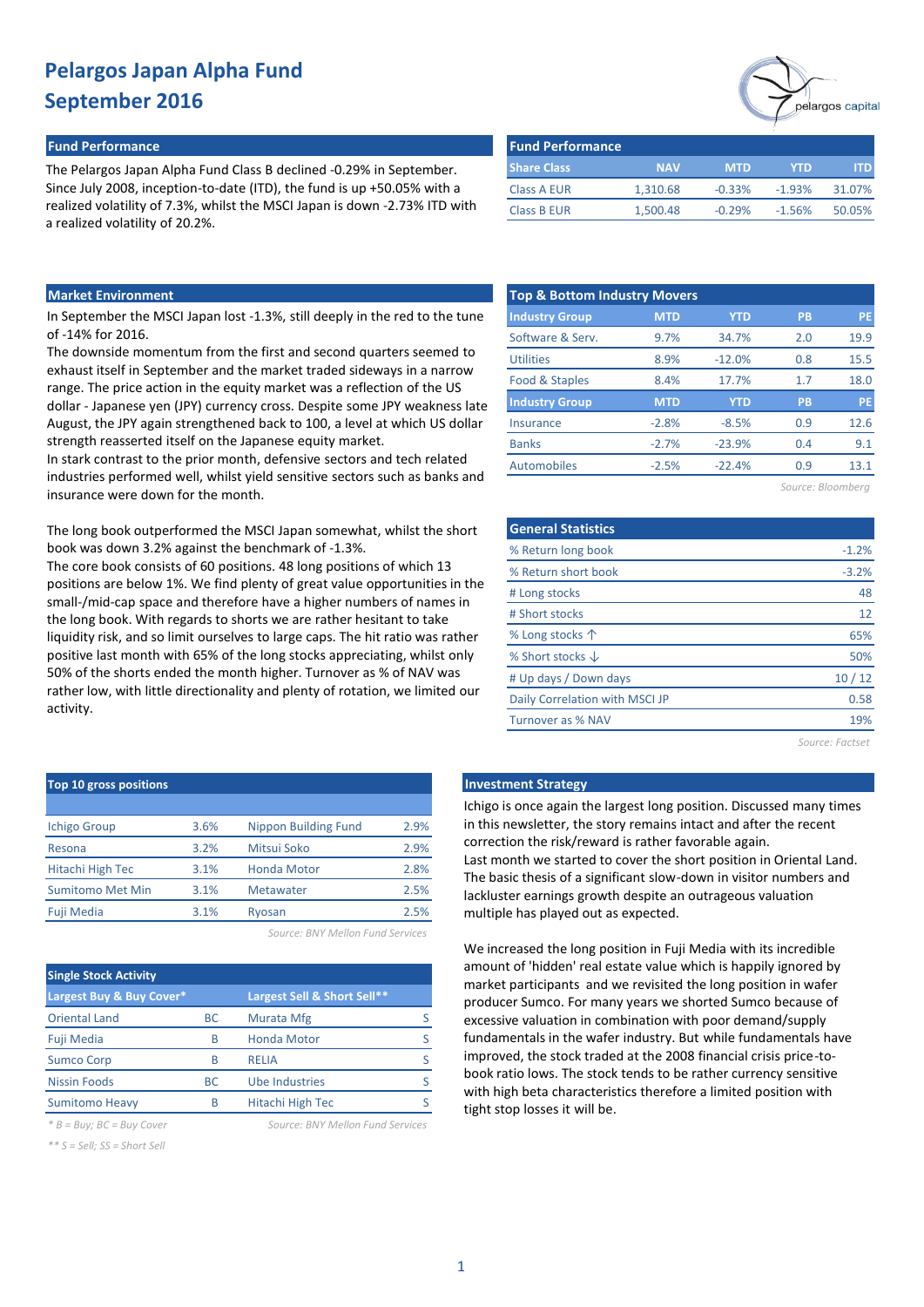# Pelargos Japan Alpha Fund
# September 2016

## Fund Performance

The Pelargos Japan Alpha Fund Class B declined -0.29% in September. Since July 2008, inception-to-date (ITD), the fund is up +50.05% with a realized volatility of 7.3%, whilst the MSCI Japan is down -2.73% ITD with a realized volatility of 20.2%.

| Share Class | NAV | MTD | YTD | ITD |
|---|---|---|---|---|
| Class A EUR | 1,310.68 | -0.33% | -1.93% | 31.07% |
| Class B EUR | 1,500.48 | -0.29% | -1.56% | 50.05% |

## Market Environment

In September the MSCI Japan lost -1.3%, still deeply in the red to the tune of -14% for 2016.

The downside momentum from the first and second quarters seemed to exhaust itself in September and the market traded sideways in a narrow range. The price action in the equity market was a reflection of the US dollar - Japanese yen (JPY) currency cross. Despite some JPY weakness late August, the JPY again strengthened back to 100, a level at which US dollar strength reasserted itself on the Japanese equity market.

In stark contrast to the prior month, defensive sectors and tech related industries performed well, whilst yield sensitive sectors such as banks and insurance were down for the month.

The long book outperformed the MSCI Japan somewhat, whilst the short book was down 3.2% against the benchmark of -1.3%.

The core book consists of 60 positions. 48 long positions of which 13 positions are below 1%. We find plenty of great value opportunities in the small-/mid-cap space and therefore have a higher numbers of names in the long book. With regards to shorts we are rather hesitant to take liquidity risk, and so limit ourselves to large caps. The hit ratio was rather positive last month with 65% of the long stocks appreciating, whilst only 50% of the shorts ended the month higher. Turnover as % of NAV was rather low, with little directionality and plenty of rotation, we limited our activity.

### Top & Bottom Industry Movers

| Industry Group | MTD | YTD | PB | PE |
|---|---|---|---|---|
| Software & Serv. | 9.7% | 34.7% | 2.0 | 19.9 |
| Utilities | 8.9% | -12.0% | 0.8 | 15.5 |
| Food & Staples | 8.4% | 17.7% | 1.7 | 18.0 |
| **Industry Group** | **MTD** | **YTD** | **PB** | **PE** |
| Insurance | -2.8% | -8.5% | 0.9 | 12.6 |
| Banks | -2.7% | -23.9% | 0.4 | 9.1 |
| Automobiles | -2.5% | -22.4% | 0.9 | 13.1 |

*Source: Bloomberg*

### General Statistics

| General Statistics | |
|---|---|
| % Return long book | -1.2% |
| % Return short book | -3.2% |
| # Long stocks | 48 |
| # Short stocks | 12 |
| % Long stocks ↑ | 65% |
| % Short stocks ↓ | 50% |
| # Up days / Down days | 10 / 12 |
| Daily Correlation with MSCI JP | 0.58 |
| Turnover as % NAV | 19% |

*Source: Factset*

### Top 10 gross positions

| | | | |
|---|---|---|---|
| Ichigo Group | 3.6% | Nippon Building Fund | 2.9% |
| Resona | 3.2% | Mitsui Soko | 2.9% |
| Hitachi High Tec | 3.1% | Honda Motor | 2.8% |
| Sumitomo Met Min | 3.1% | Metawater | 2.5% |
| Fuji Media | 3.1% | Ryosan | 2.5% |

*Source: BNY Mellon Fund Services*

### Single Stock Activity

| Largest Buy & Buy Cover* | | Largest Sell & Short Sell** | |
|---|---|---|---|
| Oriental Land | BC | Murata Mfg | S |
| Fuji Media | B | Honda Motor | S |
| Sumco Corp | B | RELIA | S |
| Nissin Foods | BC | Ube Industries | S |
| Sumitomo Heavy | B | Hitachi High Tec | S |

*\* B = Buy; BC = Buy Cover*

*\*\* S = Sell; SS = Short Sell*

*Source: BNY Mellon Fund Services*

## Investment Strategy

Ichigo is once again the largest long position. Discussed many times in this newsletter, the story remains intact and after the recent correction the risk/reward is rather favorable again.

Last month we started to cover the short position in Oriental Land. The basic thesis of a significant slow-down in visitor numbers and lackluster earnings growth despite an outrageous valuation multiple has played out as expected.

We increased the long position in Fuji Media with its incredible amount of 'hidden' real estate value which is happily ignored by market participants and we revisited the long position in wafer producer Sumco. For many years we shorted Sumco because of excessive valuation in combination with poor demand/supply fundamentals in the wafer industry. But while fundamentals have improved, the stock traded at the 2008 financial crisis price-to-book ratio lows. The stock tends to be rather currency sensitive with high beta characteristics therefore a limited position with tight stop losses it will be.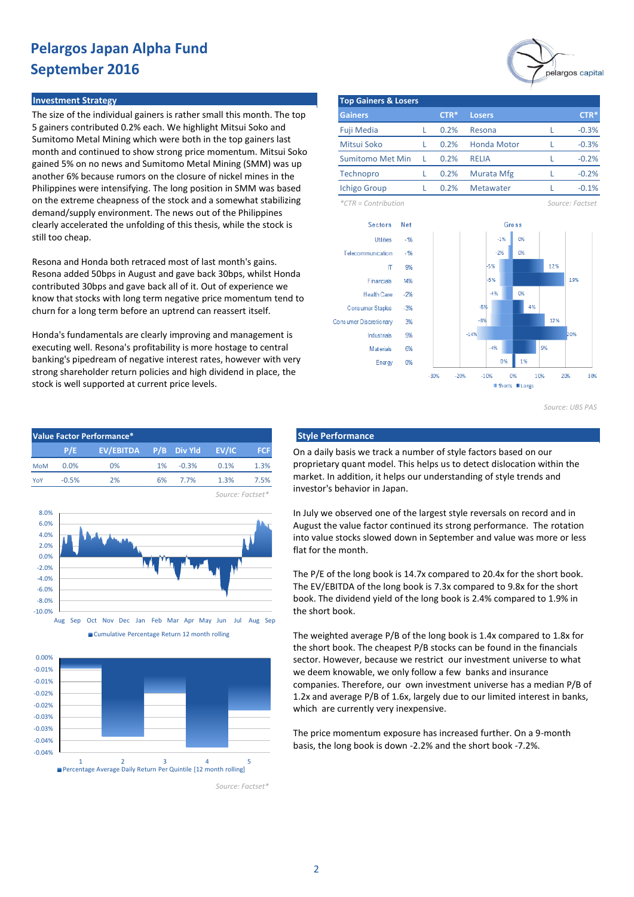# Pelargos Japan Alpha Fund
# September 2016

## Investment Strategy

The size of the individual gainers is rather small this month. The top 5 gainers contributed 0.2% each. We highlight Mitsui Soko and Sumitomo Metal Mining which were both in the top gainers last month and continued to show strong price momentum. Mitsui Soko gained 5% on no news and Sumitomo Metal Mining (SMM) was up another 6% because rumors on the closure of nickel mines in the Philippines were intensifying. The long position in SMM was based on the extreme cheapness of the stock and a somewhat stabilizing demand/supply environment. The news out of the Philippines clearly accelerated the unfolding of this thesis, while the stock is still too cheap.

Resona and Honda both retraced most of last month's gains. Resona added 50bps in August and gave back 30bps, whilst Honda contributed 30bps and gave back all of it. Out of experience we know that stocks with long term negative price momentum tend to churn for a long term before an uptrend can reassert itself.

Honda's fundamentals are clearly improving and management is executing well. Resona's profitability is more hostage to central banking's pipedream of negative interest rates, however with very strong shareholder return policies and high dividend in place, the stock is well supported at current price levels.

## Top Gainers & Losers

| Gainers | | CTR* | Losers | | CTR* |
|---|---|---|---|---|---|
| Fuji Media | L | 0.2% | Resona | L | -0.3% |
| Mitsui Soko | L | 0.2% | Honda Motor | L | -0.3% |
| Sumitomo Met Min | L | 0.2% | RELIA | L | -0.2% |
| Technopro | L | 0.2% | Murata Mfg | L | -0.2% |
| Ichigo Group | L | 0.2% | Metawater | L | -0.1% |

*CTR = Contribution

Source: Factset

| Sectors | Net | Gross Shorts | Gross Longs |
|---|---|---|---|
| Utilities | -1% | -1% | 0% |
| Telecommunication | -1% | -2% | 0% |
| IT | 9% | -5% | 12% |
| Financials | 14% | -5% | 19% |
| Health Care | -2% | -4% | 0% |
| Consumer Staples | -3% | -8% | 4% |
| Consumer Discretionary | 3% | -8% | 12% |
| Industrials | 9% | -14% | 20% |
| Materials | 6% | -4% | 9% |
| Energy | 0% | 0% | 1% |

Source: UBS PAS

## Value Factor Performance*

| | P/E | EV/EBITDA | P/B | Div Yld | EV/IC | FCF |
|---|---|---|---|---|---|---|
| MoM | 0.0% | 0% | 1% | -0.3% | 0.1% | 1.3% |
| YoY | -0.5% | 2% | 6% | 7.7% | 1.3% | 7.5% |

Source: Factset*

Cumulative Percentage Return 12 month rolling

Percentage Average Daily Return Per Quintile [12 month rolling]

Source: Factset*

## Style Performance

On a daily basis we track a number of style factors based on our proprietary quant model. This helps us to detect dislocation within the market. In addition, it helps our understanding of style trends and investor's behavior in Japan.

In July we observed one of the largest style reversals on record and in August the value factor continued its strong performance. The rotation into value stocks slowed down in September and value was more or less flat for the month.

The P/E of the long book is 14.7x compared to 20.4x for the short book. The EV/EBITDA of the long book is 7.3x compared to 9.8x for the short book. The dividend yield of the long book is 2.4% compared to 1.9% in the short book.

The weighted average P/B of the long book is 1.4x compared to 1.8x for the short book. The cheapest P/B stocks can be found in the financials sector. However, because we restrict our investment universe to what we deem knowable, we only follow a few banks and insurance companies. Therefore, our own investment universe has a median P/B of 1.2x and average P/B of 1.6x, largely due to our limited interest in banks, which are currently very inexpensive.

The price momentum exposure has increased further. On a 9-month basis, the long book is down -2.2% and the short book -7.2%.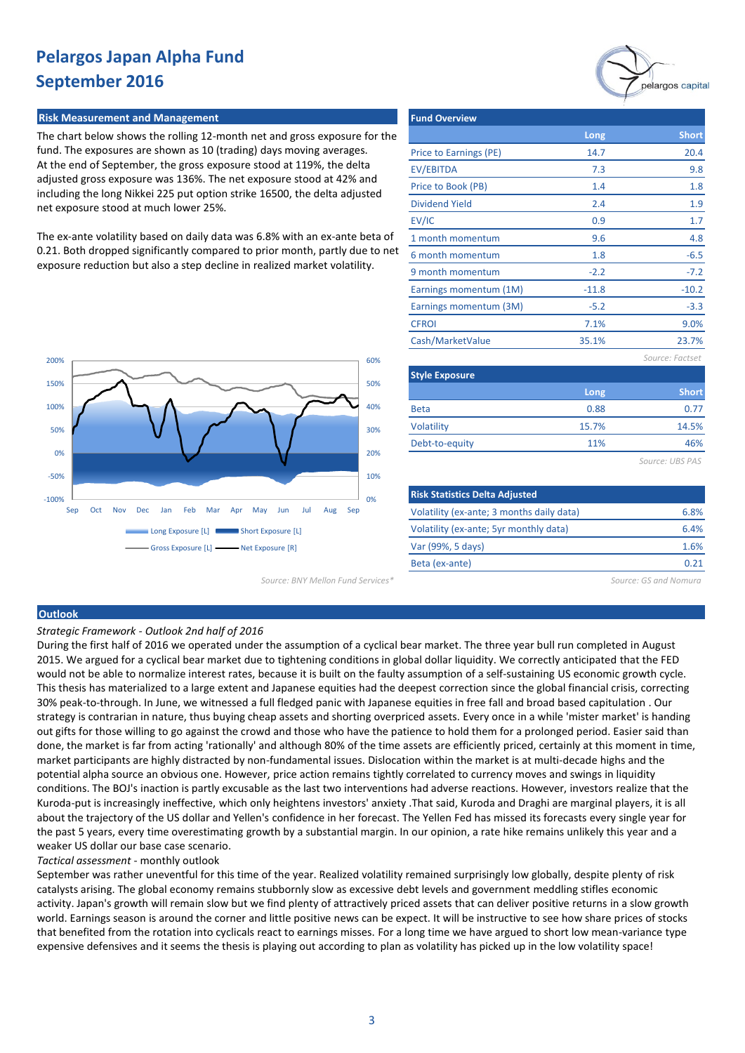# Pelargos Japan Alpha Fund
# September 2016

## Risk Measurement and Management

The chart below shows the rolling 12-month net and gross exposure for the fund. The exposures are shown as 10 (trading) days moving averages. At the end of September, the gross exposure stood at 119%, the delta adjusted gross exposure was 136%. The net exposure stood at 42% and including the long Nikkei 225 put option strike 16500, the delta adjusted net exposure stood at much lower 25%.

The ex-ante volatility based on daily data was 6.8% with an ex-ante beta of 0.21. Both dropped significantly compared to prior month, partly due to net exposure reduction but also a step decline in realized market volatility.

Long Exposure [L] · Short Exposure [L] · Gross Exposure [L] · Net Exposure [R]

Source: BNY Mellon Fund Services*

## Fund Overview

| | Long | Short |
|---|---|---|
| Price to Earnings (PE) | 14.7 | 20.4 |
| EV/EBITDA | 7.3 | 9.8 |
| Price to Book (PB) | 1.4 | 1.8 |
| Dividend Yield | 2.4 | 1.9 |
| EV/IC | 0.9 | 1.7 |
| 1 month momentum | 9.6 | 4.8 |
| 6 month momentum | 1.8 | -6.5 |
| 9 month momentum | -2.2 | -7.2 |
| Earnings momentum (1M) | -11.8 | -10.2 |
| Earnings momentum (3M) | -5.2 | -3.3 |
| CFROI | 7.1% | 9.0% |
| Cash/MarketValue | 35.1% | 23.7% |

Source: Factset

## Style Exposure

| | Long | Short |
|---|---|---|
| Beta | 0.88 | 0.77 |
| Volatility | 15.7% | 14.5% |
| Debt-to-equity | 11% | 46% |

Source: UBS PAS

## Risk Statistics Delta Adjusted

| | |
|---|---|
| Volatility (ex-ante; 3 months daily data) | 6.8% |
| Volatility (ex-ante; 5yr monthly data) | 6.4% |
| Var (99%, 5 days) | 1.6% |
| Beta (ex-ante) | 0.21 |

Source: GS and Nomura

## Outlook

*Strategic Framework - Outlook 2nd half of 2016*

During the first half of 2016 we operated under the assumption of a cyclical bear market. The three year bull run completed in August 2015. We argued for a cyclical bear market due to tightening conditions in global dollar liquidity. We correctly anticipated that the FED would not be able to normalize interest rates, because it is built on the faulty assumption of a self-sustaining US economic growth cycle. This thesis has materialized to a large extent and Japanese equities had the deepest correction since the global financial crisis, correcting 30% peak-to-through. In June, we witnessed a full fledged panic with Japanese equities in free fall and broad based capitulation . Our strategy is contrarian in nature, thus buying cheap assets and shorting overpriced assets. Every once in a while 'mister market' is handing out gifts for those willing to go against the crowd and those who have the patience to hold them for a prolonged period. Easier said than done, the market is far from acting 'rationally' and although 80% of the time assets are efficiently priced, certainly at this moment in time, market participants are highly distracted by non-fundamental issues. Dislocation within the market is at multi-decade highs and the potential alpha source an obvious one. However, price action remains tightly correlated to currency moves and swings in liquidity conditions. The BOJ's inaction is partly excusable as the last two interventions had adverse reactions. However, investors realize that the Kuroda-put is increasingly ineffective, which only heightens investors' anxiety .That said, Kuroda and Draghi are marginal players, it is all about the trajectory of the US dollar and Yellen's confidence in her forecast. The Yellen Fed has missed its forecasts every single year for the past 5 years, every time overestimating growth by a substantial margin. In our opinion, a rate hike remains unlikely this year and a weaker US dollar our base case scenario.

*Tactical assessment* - monthly outlook

September was rather uneventful for this time of the year. Realized volatility remained surprisingly low globally, despite plenty of risk catalysts arising. The global economy remains stubbornly slow as excessive debt levels and government meddling stifles economic activity. Japan's growth will remain slow but we find plenty of attractively priced assets that can deliver positive returns in a slow growth world. Earnings season is around the corner and little positive news can be expect. It will be instructive to see how share prices of stocks that benefited from the rotation into cyclicals react to earnings misses. For a long time we have argued to short low mean-variance type expensive defensives and it seems the thesis is playing out according to plan as volatility has picked up in the low volatility space!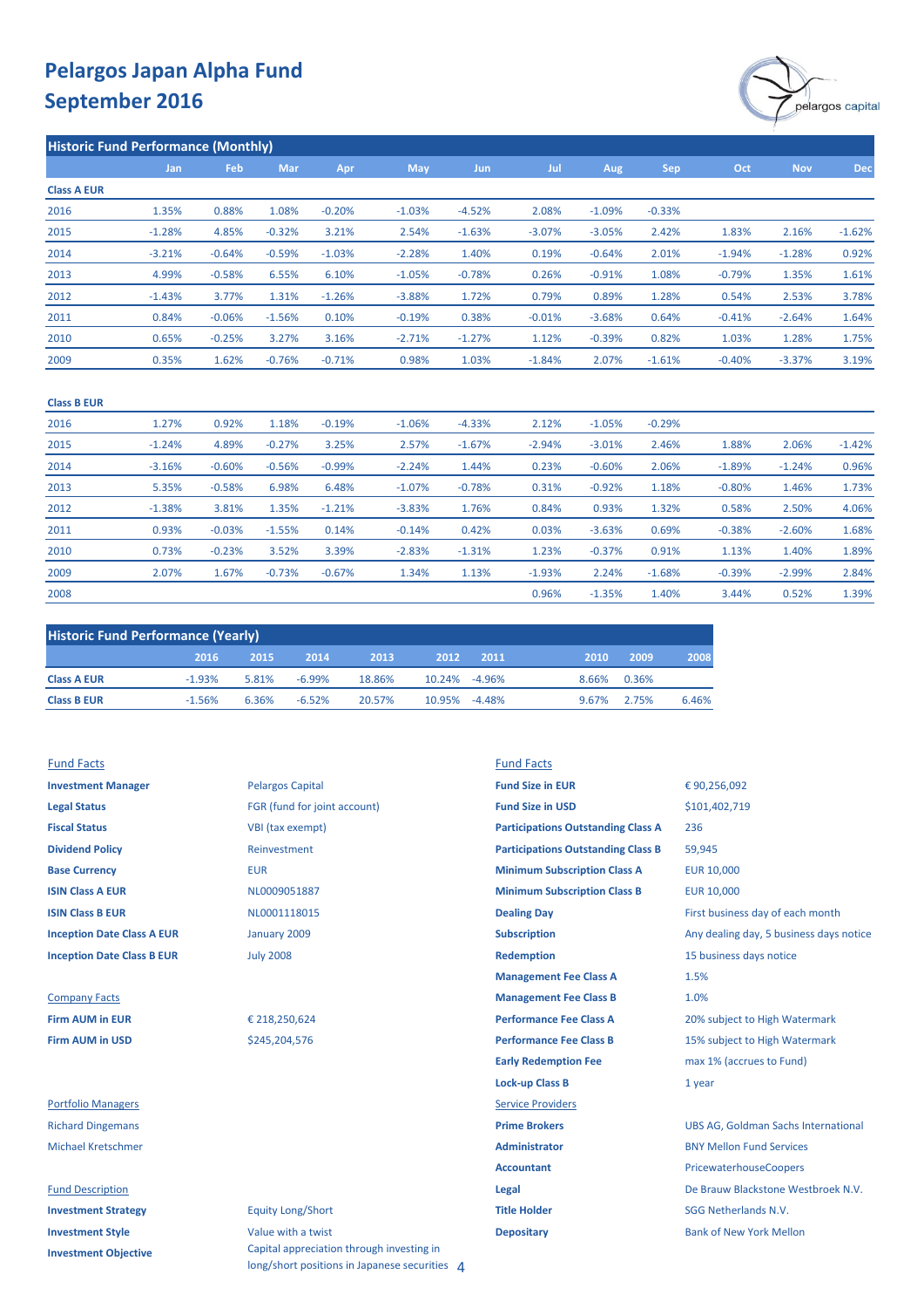# Pelargos Japan Alpha Fund
# September 2016

## Historic Fund Performance (Monthly)

| | Jan | Feb | Mar | Apr | May | Jun | Jul | Aug | Sep | Oct | Nov | Dec |
|---|---|---|---|---|---|---|---|---|---|---|---|---|
| **Class A EUR** | | | | | | | | | | | | |
| 2016 | 1.35% | 0.88% | 1.08% | -0.20% | -1.03% | -4.52% | 2.08% | -1.09% | -0.33% | | | |
| 2015 | -1.28% | 4.85% | -0.32% | 3.21% | 2.54% | -1.63% | -3.07% | -3.05% | 2.42% | 1.83% | 2.16% | -1.62% |
| 2014 | -3.21% | -0.64% | -0.59% | -1.03% | -2.28% | 1.40% | 0.19% | -0.64% | 2.01% | -1.94% | -1.28% | 0.92% |
| 2013 | 4.99% | -0.58% | 6.55% | 6.10% | -1.05% | -0.78% | 0.26% | -0.91% | 1.08% | -0.79% | 1.35% | 1.61% |
| 2012 | -1.43% | 3.77% | 1.31% | -1.26% | -3.88% | 1.72% | 0.79% | 0.89% | 1.28% | 0.54% | 2.53% | 3.78% |
| 2011 | 0.84% | -0.06% | -1.56% | 0.10% | -0.19% | 0.38% | -0.01% | -3.68% | 0.64% | -0.41% | -2.64% | 1.64% |
| 2010 | 0.65% | -0.25% | 3.27% | 3.16% | -2.71% | -1.27% | 1.12% | -0.39% | 0.82% | 1.03% | 1.28% | 1.75% |
| 2009 | 0.35% | 1.62% | -0.76% | -0.71% | 0.98% | 1.03% | -1.84% | 2.07% | -1.61% | -0.40% | -3.37% | 3.19% |
| **Class B EUR** | | | | | | | | | | | | |
| 2016 | 1.27% | 0.92% | 1.18% | -0.19% | -1.06% | -4.33% | 2.12% | -1.05% | -0.29% | | | |
| 2015 | -1.24% | 4.89% | -0.27% | 3.25% | 2.57% | -1.67% | -2.94% | -3.01% | 2.46% | 1.88% | 2.06% | -1.42% |
| 2014 | -3.16% | -0.60% | -0.56% | -0.99% | -2.24% | 1.44% | 0.23% | -0.60% | 2.06% | -1.89% | -1.24% | 0.96% |
| 2013 | 5.35% | -0.58% | 6.98% | 6.48% | -1.07% | -0.78% | 0.31% | -0.92% | 1.18% | -0.80% | 1.46% | 1.73% |
| 2012 | -1.38% | 3.81% | 1.35% | -1.21% | -3.83% | 1.76% | 0.84% | 0.93% | 1.32% | 0.58% | 2.50% | 4.06% |
| 2011 | 0.93% | -0.03% | -1.55% | 0.14% | -0.14% | 0.42% | 0.03% | -3.63% | 0.69% | -0.38% | -2.60% | 1.68% |
| 2010 | 0.73% | -0.23% | 3.52% | 3.39% | -2.83% | -1.31% | 1.23% | -0.37% | 0.91% | 1.13% | 1.40% | 1.89% |
| 2009 | 2.07% | 1.67% | -0.73% | -0.67% | 1.34% | 1.13% | -1.93% | 2.24% | -1.68% | -0.39% | -2.99% | 2.84% |
| 2008 | | | | | | | 0.96% | -1.35% | 1.40% | 3.44% | 0.52% | 1.39% |

## Historic Fund Performance (Yearly)

| | 2016 | 2015 | 2014 | 2013 | 2012 | 2011 | 2010 | 2009 | 2008 |
|---|---|---|---|---|---|---|---|---|---|
| **Class A EUR** | -1.93% | 5.81% | -6.99% | 18.86% | 10.24% | -4.96% | 8.66% | 0.36% | |
| **Class B EUR** | -1.56% | 6.36% | -6.52% | 20.57% | 10.95% | -4.48% | 9.67% | 2.75% | 6.46% |

### Fund Facts

| | |
|---|---|
| **Investment Manager** | Pelargos Capital |
| **Legal Status** | FGR (fund for joint account) |
| **Fiscal Status** | VBI (tax exempt) |
| **Dividend Policy** | Reinvestment |
| **Base Currency** | EUR |
| **ISIN Class A EUR** | NL0009051887 |
| **ISIN Class B EUR** | NL0001118015 |
| **Inception Date Class A EUR** | January 2009 |
| **Inception Date Class B EUR** | July 2008 |

### Company Facts

| | |
|---|---|
| **Firm AUM in EUR** | € 218,250,624 |
| **Firm AUM in USD** | $245,204,576 |

### Portfolio Managers

Richard Dingemans
Michael Kretschmer

### Fund Description

| | |
|---|---|
| **Investment Strategy** | Equity Long/Short |
| **Investment Style** | Value with a twist |
| **Investment Objective** | Capital appreciation through investing in long/short positions in Japanese securities |

### Fund Facts

| | |
|---|---|
| **Fund Size in EUR** | € 90,256,092 |
| **Fund Size in USD** | $101,402,719 |
| **Participations Outstanding Class A** | 236 |
| **Participations Outstanding Class B** | 59,945 |
| **Minimum Subscription Class A** | EUR 10,000 |
| **Minimum Subscription Class B** | EUR 10,000 |
| **Dealing Day** | First business day of each month |
| **Subscription** | Any dealing day, 5 business days notice |
| **Redemption** | 15 business days notice |
| **Management Fee Class A** | 1.5% |
| **Management Fee Class B** | 1.0% |
| **Performance Fee Class A** | 20% subject to High Watermark |
| **Performance Fee Class B** | 15% subject to High Watermark |
| **Early Redemption Fee** | max 1% (accrues to Fund) |
| **Lock-up Class B** | 1 year |

### Service Providers

| | |
|---|---|
| **Prime Brokers** | UBS AG, Goldman Sachs International |
| **Administrator** | BNY Mellon Fund Services |
| **Accountant** | PricewaterhouseCoopers |
| **Legal** | De Brauw Blackstone Westbroek N.V. |
| **Title Holder** | SGG Netherlands N.V. |
| **Depositary** | Bank of New York Mellon |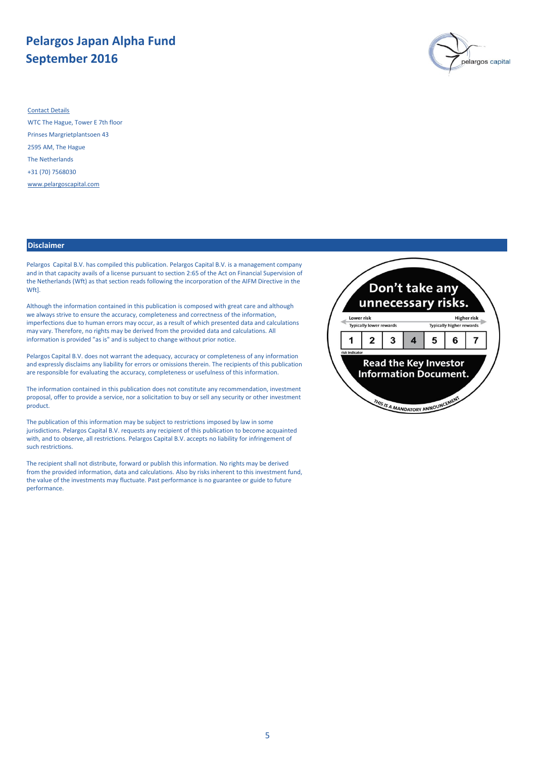# Pelargos Japan Alpha Fund
# September 2016

Contact Details
WTC The Hague, Tower E 7th floor
Princes Margrietplantsoen 43
2595 AM, The Hague
The Netherlands
+31 (70) 7568030
www.pelargoscapital.com

## Disclaimer

Pelargos Capital B.V. has compiled this publication. Pelargos Capital B.V. is a management company and in that capacity avails of a license pursuant to section 2:65 of the Act on Financial Supervision of the Netherlands (Wft) as that section reads following the incorporation of the AIFM Directive in the Wft].

Although the information contained in this publication is composed with great care and although we always strive to ensure the accuracy, completeness and correctness of the information, imperfections due to human errors may occur, as a result of which presented data and calculations may vary. Therefore, no rights may be derived from the provided data and calculations. All information is provided "as is" and is subject to change without prior notice.

Pelargos Capital B.V. does not warrant the adequacy, accuracy or completeness of any information and expressly disclaims any liability for errors or omissions therein. The recipients of this publication are responsible for evaluating the accuracy, completeness or usefulness of this information.

The information contained in this publication does not constitute any recommendation, investment proposal, offer to provide a service, nor a solicitation to buy or sell any security or other investment product.

The publication of this information may be subject to restrictions imposed by law in some jurisdictions. Pelargos Capital B.V. requests any recipient of this publication to become acquainted with, and to observe, all restrictions. Pelargos Capital B.V. accepts no liability for infringement of such restrictions.

The recipient shall not distribute, forward or publish this information. No rights may be derived from the provided information, data and calculations. Also by risks inherent to this investment fund, the value of the investments may fluctuate. Past performance is no guarantee or guide to future performance.

Don't take any unnecessary risks.

Lower risk — Typically lower rewards
Higher risk — Typically higher rewards

1 2 3 **4** 5 6 7

risk indicator

Read the Key Investor Information Document.

THIS IS A MANDATORY ANNOUNCEMENT